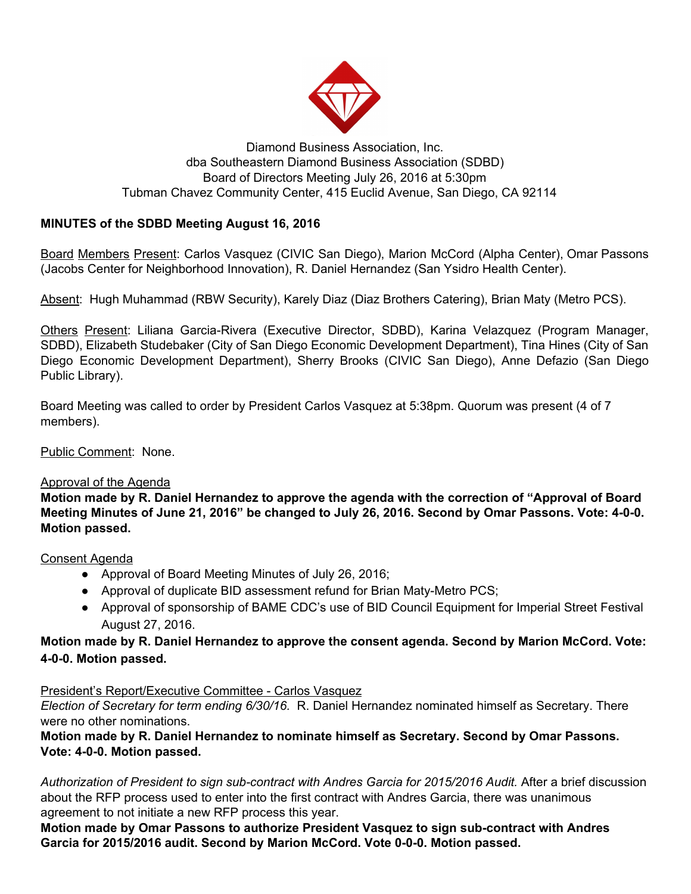Diamond Business Association, Inc.
dba Southeastern Diamond Business Association (SDBD)
Board of Directors Meeting July 26, 2016 at 5:30pm
Tubman Chavez Community Center, 415 Euclid Avenue, San Diego, CA 92114

**MINUTES of the SDBD Meeting August 16, 2016**

Board Members Present: Carlos Vasquez (CIVIC San Diego), Marion McCord (Alpha Center), Omar Passons (Jacobs Center for Neighborhood Innovation), R. Daniel Hernandez (San Ysidro Health Center).

Absent: Hugh Muhammad (RBW Security), Karely Diaz (Diaz Brothers Catering), Brian Maty (Metro PCS).

Others Present: Liliana Garcia-Rivera (Executive Director, SDBD), Karina Velazquez (Program Manager, SDBD), Elizabeth Studebaker (City of San Diego Economic Development Department), Tina Hines (City of San Diego Economic Development Department), Sherry Brooks (CIVIC San Diego), Anne Defazio (San Diego Public Library).

Board Meeting was called to order by President Carlos Vasquez at 5:38pm. Quorum was present (4 of 7 members).

Public Comment: None.

Approval of the Agenda

**Motion made by R. Daniel Hernandez to approve the agenda with the correction of "Approval of Board Meeting Minutes of June 21, 2016" be changed to July 26, 2016. Second by Omar Passons. Vote: 4-0-0. Motion passed.**

Consent Agenda

- Approval of Board Meeting Minutes of July 26, 2016;
- Approval of duplicate BID assessment refund for Brian Maty-Metro PCS;
- Approval of sponsorship of BAME CDC's use of BID Council Equipment for Imperial Street Festival August 27, 2016.

**Motion made by R. Daniel Hernandez to approve the consent agenda. Second by Marion McCord. Vote: 4-0-0. Motion passed.**

President's Report/Executive Committee - Carlos Vasquez

*Election of Secretary for term ending 6/30/16.* R. Daniel Hernandez nominated himself as Secretary. There were no other nominations.

**Motion made by R. Daniel Hernandez to nominate himself as Secretary. Second by Omar Passons. Vote: 4-0-0. Motion passed.**

*Authorization of President to sign sub-contract with Andres Garcia for 2015/2016 Audit.* After a brief discussion about the RFP process used to enter into the first contract with Andres Garcia, there was unanimous agreement to not initiate a new RFP process this year.

**Motion made by Omar Passons to authorize President Vasquez to sign sub-contract with Andres Garcia for 2015/2016 audit. Second by Marion McCord. Vote 0-0-0. Motion passed.**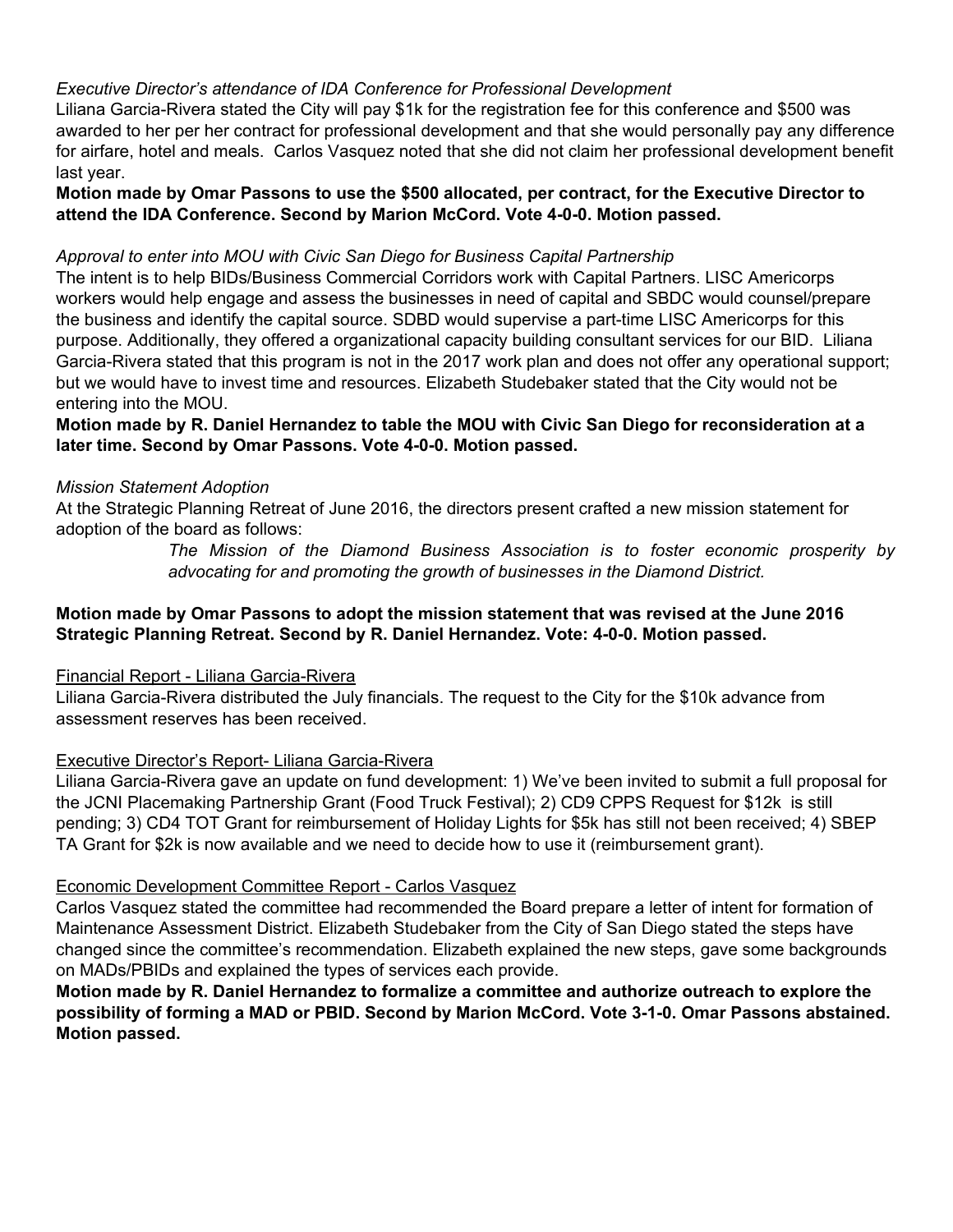*Executive Director's attendance of IDA Conference for Professional Development*

Liliana Garcia-Rivera stated the City will pay $1k for the registration fee for this conference and $500 was awarded to her per her contract for professional development and that she would personally pay any difference for airfare, hotel and meals. Carlos Vasquez noted that she did not claim her professional development benefit last year.

**Motion made by Omar Passons to use the $500 allocated, per contract, for the Executive Director to attend the IDA Conference. Second by Marion McCord. Vote 4-0-0. Motion passed.**

*Approval to enter into MOU with Civic San Diego for Business Capital Partnership*

The intent is to help BIDs/Business Commercial Corridors work with Capital Partners. LISC Americorps workers would help engage and assess the businesses in need of capital and SBDC would counsel/prepare the business and identify the capital source. SDBD would supervise a part-time LISC Americorps for this purpose. Additionally, they offered a organizational capacity building consultant services for our BID. Liliana Garcia-Rivera stated that this program is not in the 2017 work plan and does not offer any operational support; but we would have to invest time and resources. Elizabeth Studebaker stated that the City would not be entering into the MOU.

**Motion made by R. Daniel Hernandez to table the MOU with Civic San Diego for reconsideration at a later time. Second by Omar Passons. Vote 4-0-0. Motion passed.**

*Mission Statement Adoption*

At the Strategic Planning Retreat of June 2016, the directors present crafted a new mission statement for adoption of the board as follows:

> *The Mission of the Diamond Business Association is to foster economic prosperity by advocating for and promoting the growth of businesses in the Diamond District.*

**Motion made by Omar Passons to adopt the mission statement that was revised at the June 2016 Strategic Planning Retreat. Second by R. Daniel Hernandez. Vote: 4-0-0. Motion passed.**

Financial Report - Liliana Garcia-Rivera

Liliana Garcia-Rivera distributed the July financials. The request to the City for the $10k advance from assessment reserves has been received.

Executive Director's Report- Liliana Garcia-Rivera

Liliana Garcia-Rivera gave an update on fund development: 1) We've been invited to submit a full proposal for the JCNI Placemaking Partnership Grant (Food Truck Festival); 2) CD9 CPPS Request for $12k is still pending; 3) CD4 TOT Grant for reimbursement of Holiday Lights for $5k has still not been received; 4) SBEP TA Grant for $2k is now available and we need to decide how to use it (reimbursement grant).

Economic Development Committee Report - Carlos Vasquez

Carlos Vasquez stated the committee had recommended the Board prepare a letter of intent for formation of Maintenance Assessment District. Elizabeth Studebaker from the City of San Diego stated the steps have changed since the committee's recommendation. Elizabeth explained the new steps, gave some backgrounds on MADs/PBIDs and explained the types of services each provide.

**Motion made by R. Daniel Hernandez to formalize a committee and authorize outreach to explore the possibility of forming a MAD or PBID. Second by Marion McCord. Vote 3-1-0. Omar Passons abstained. Motion passed.**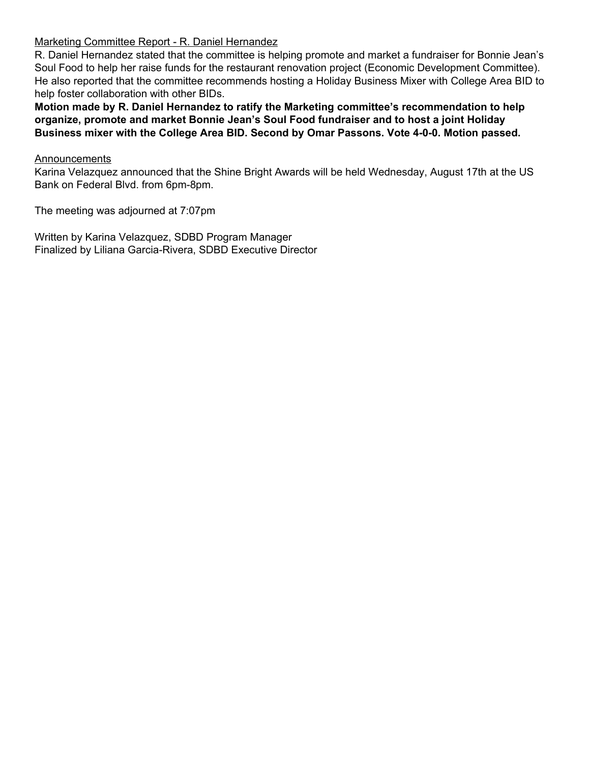<u>Marketing Committee Report - R. Daniel Hernandez</u>

R. Daniel Hernandez stated that the committee is helping promote and market a fundraiser for Bonnie Jean's Soul Food to help her raise funds for the restaurant renovation project (Economic Development Committee). He also reported that the committee recommends hosting a Holiday Business Mixer with College Area BID to help foster collaboration with other BIDs.

**Motion made by R. Daniel Hernandez to ratify the Marketing committee's recommendation to help organize, promote and market Bonnie Jean's Soul Food fundraiser and to host a joint Holiday Business mixer with the College Area BID. Second by Omar Passons. Vote 4-0-0. Motion passed.**

<u>Announcements</u>

Karina Velazquez announced that the Shine Bright Awards will be held Wednesday, August 17th at the US Bank on Federal Blvd. from 6pm-8pm.

The meeting was adjourned at 7:07pm

Written by Karina Velazquez, SDBD Program Manager
Finalized by Liliana Garcia-Rivera, SDBD Executive Director